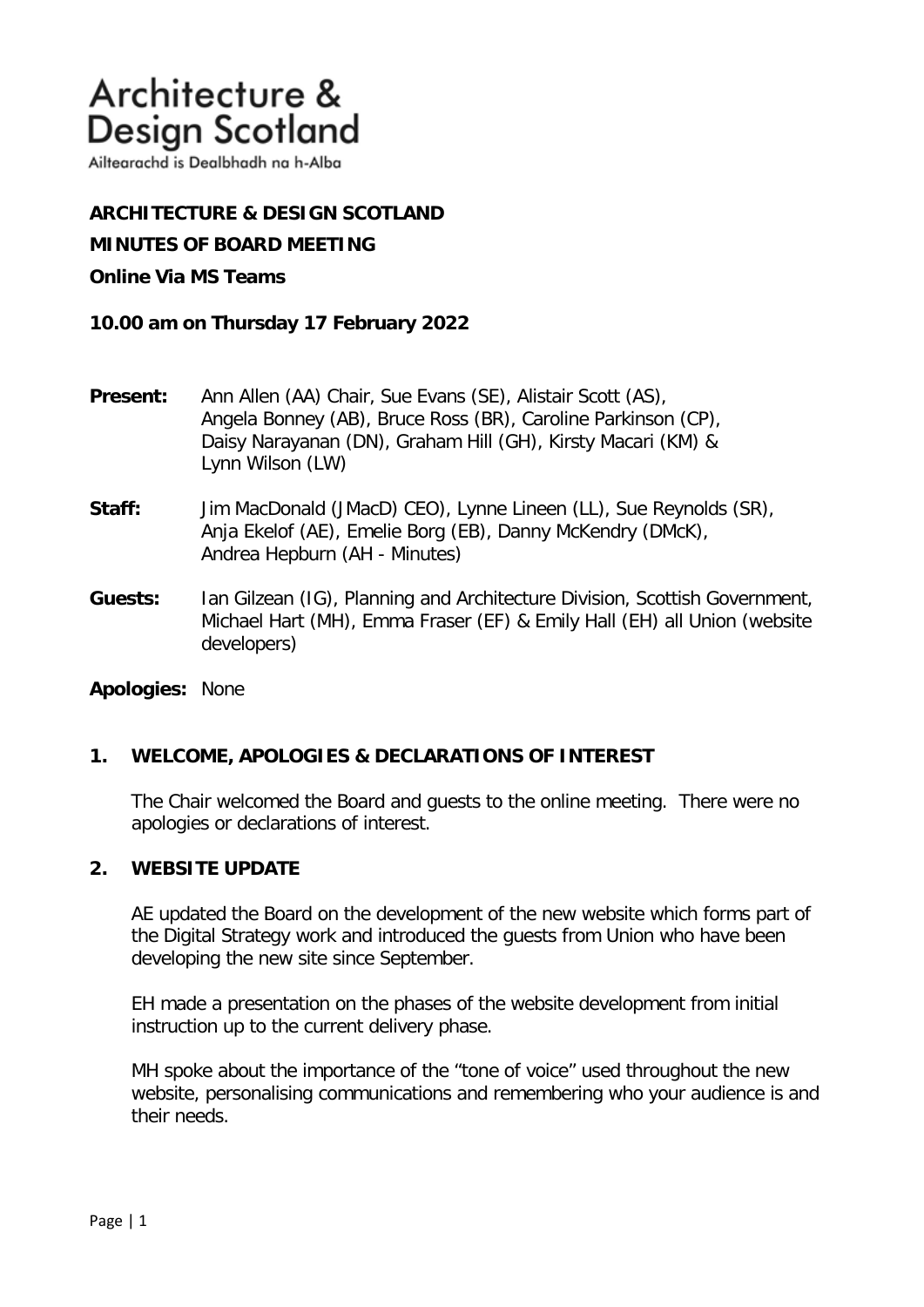Architecture & Design Scotland

Ailtearachd is Dealbhadh na h-Alba

**ARCHITECTURE & DESIGN SCOTLAND**

**MINUTES OF BOARD MEETING**

**Online Via MS Teams**

**10.00 am on Thursday 17 February 2022**

**Present:** Ann Allen (AA) Chair, Sue Evans (SE), Alistair Scott (AS), Angela Bonney (AB), Bruce Ross (BR), Caroline Parkinson (CP), Daisy Narayanan (DN), Graham Hill (GH), Kirsty Macari (KM) & Lynn Wilson (LW)

**Staff:** Jim MacDonald (JMacD) CEO), Lynne Lineen (LL), Sue Reynolds (SR), Anja Ekelof (AE), Emelie Borg (EB), Danny McKendry (DMcK), Andrea Hepburn (AH - Minutes)

**Guests:** Ian Gilzean (IG), Planning and Architecture Division, Scottish Government, Michael Hart (MH), Emma Fraser (EF) & Emily Hall (EH) all Union (website developers)

**Apologies:** None

## 1. WELCOME, APOLOGIES & DECLARATIONS OF INTEREST

The Chair welcomed the Board and guests to the online meeting. There were no apologies or declarations of interest.

## 2. WEBSITE UPDATE

AE updated the Board on the development of the new website which forms part of the Digital Strategy work and introduced the guests from Union who have been developing the new site since September.

EH made a presentation on the phases of the website development from initial instruction up to the current delivery phase.

MH spoke about the importance of the "tone of voice" used throughout the new website, personalising communications and remembering who your audience is and their needs.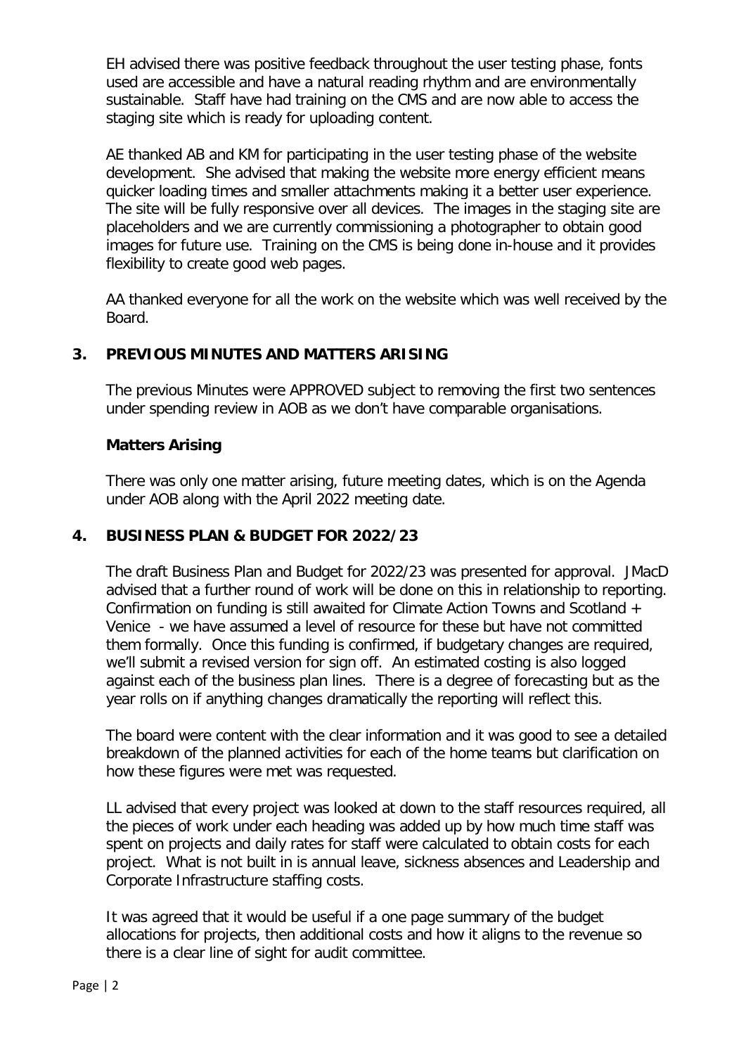EH advised there was positive feedback throughout the user testing phase, fonts used are accessible and have a natural reading rhythm and are environmentally sustainable. Staff have had training on the CMS and are now able to access the staging site which is ready for uploading content.

AE thanked AB and KM for participating in the user testing phase of the website development. She advised that making the website more energy efficient means quicker loading times and smaller attachments making it a better user experience. The site will be fully responsive over all devices. The images in the staging site are placeholders and we are currently commissioning a photographer to obtain good images for future use. Training on the CMS is being done in-house and it provides flexibility to create good web pages.

AA thanked everyone for all the work on the website which was well received by the Board.

## 3. PREVIOUS MINUTES AND MATTERS ARISING

The previous Minutes were APPROVED subject to removing the first two sentences under spending review in AOB as we don't have comparable organisations.

### Matters Arising

There was only one matter arising, future meeting dates, which is on the Agenda under AOB along with the April 2022 meeting date.

## 4. BUSINESS PLAN & BUDGET FOR 2022/23

The draft Business Plan and Budget for 2022/23 was presented for approval. JMacD advised that a further round of work will be done on this in relationship to reporting. Confirmation on funding is still awaited for Climate Action Towns and Scotland + Venice - we have assumed a level of resource for these but have not committed them formally. Once this funding is confirmed, if budgetary changes are required, we'll submit a revised version for sign off. An estimated costing is also logged against each of the business plan lines. There is a degree of forecasting but as the year rolls on if anything changes dramatically the reporting will reflect this.

The board were content with the clear information and it was good to see a detailed breakdown of the planned activities for each of the home teams but clarification on how these figures were met was requested.

LL advised that every project was looked at down to the staff resources required, all the pieces of work under each heading was added up by how much time staff was spent on projects and daily rates for staff were calculated to obtain costs for each project. What is not built in is annual leave, sickness absences and Leadership and Corporate Infrastructure staffing costs.

It was agreed that it would be useful if a one page summary of the budget allocations for projects, then additional costs and how it aligns to the revenue so there is a clear line of sight for audit committee.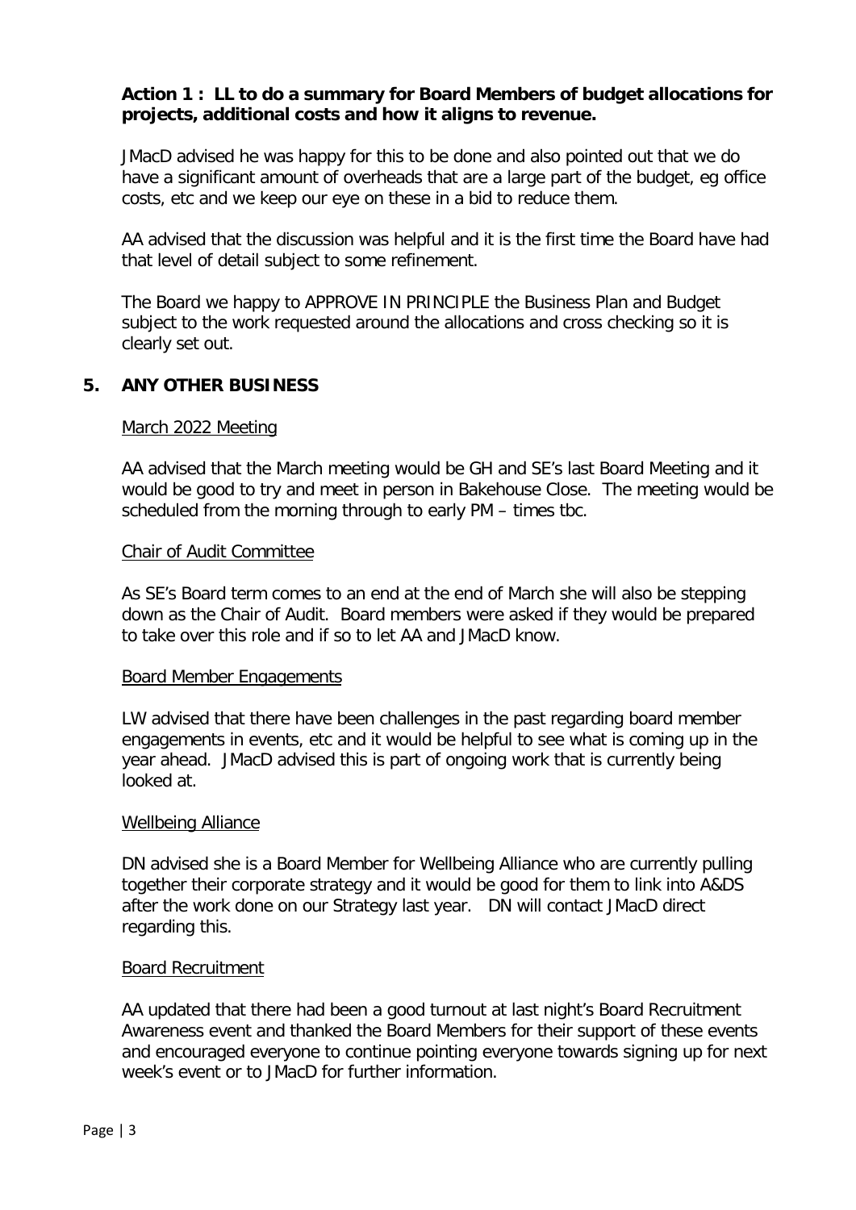**Action 1 : LL to do a summary for Board Members of budget allocations for projects, additional costs and how it aligns to revenue.**

JMacD advised he was happy for this to be done and also pointed out that we do have a significant amount of overheads that are a large part of the budget, eg office costs, etc and we keep our eye on these in a bid to reduce them.

AA advised that the discussion was helpful and it is the first time the Board have had that level of detail subject to some refinement.

The Board we happy to APPROVE IN PRINCIPLE the Business Plan and Budget subject to the work requested around the allocations and cross checking so it is clearly set out.

## 5. ANY OTHER BUSINESS

March 2022 Meeting

AA advised that the March meeting would be GH and SE's last Board Meeting and it would be good to try and meet in person in Bakehouse Close. The meeting would be scheduled from the morning through to early PM – times tbc.

Chair of Audit Committee

As SE's Board term comes to an end at the end of March she will also be stepping down as the Chair of Audit. Board members were asked if they would be prepared to take over this role and if so to let AA and JMacD know.

Board Member Engagements

LW advised that there have been challenges in the past regarding board member engagements in events, etc and it would be helpful to see what is coming up in the year ahead. JMacD advised this is part of ongoing work that is currently being looked at.

Wellbeing Alliance

DN advised she is a Board Member for Wellbeing Alliance who are currently pulling together their corporate strategy and it would be good for them to link into A&DS after the work done on our Strategy last year. DN will contact JMacD direct regarding this.

Board Recruitment

AA updated that there had been a good turnout at last night's Board Recruitment Awareness event and thanked the Board Members for their support of these events and encouraged everyone to continue pointing everyone towards signing up for next week's event or to JMacD for further information.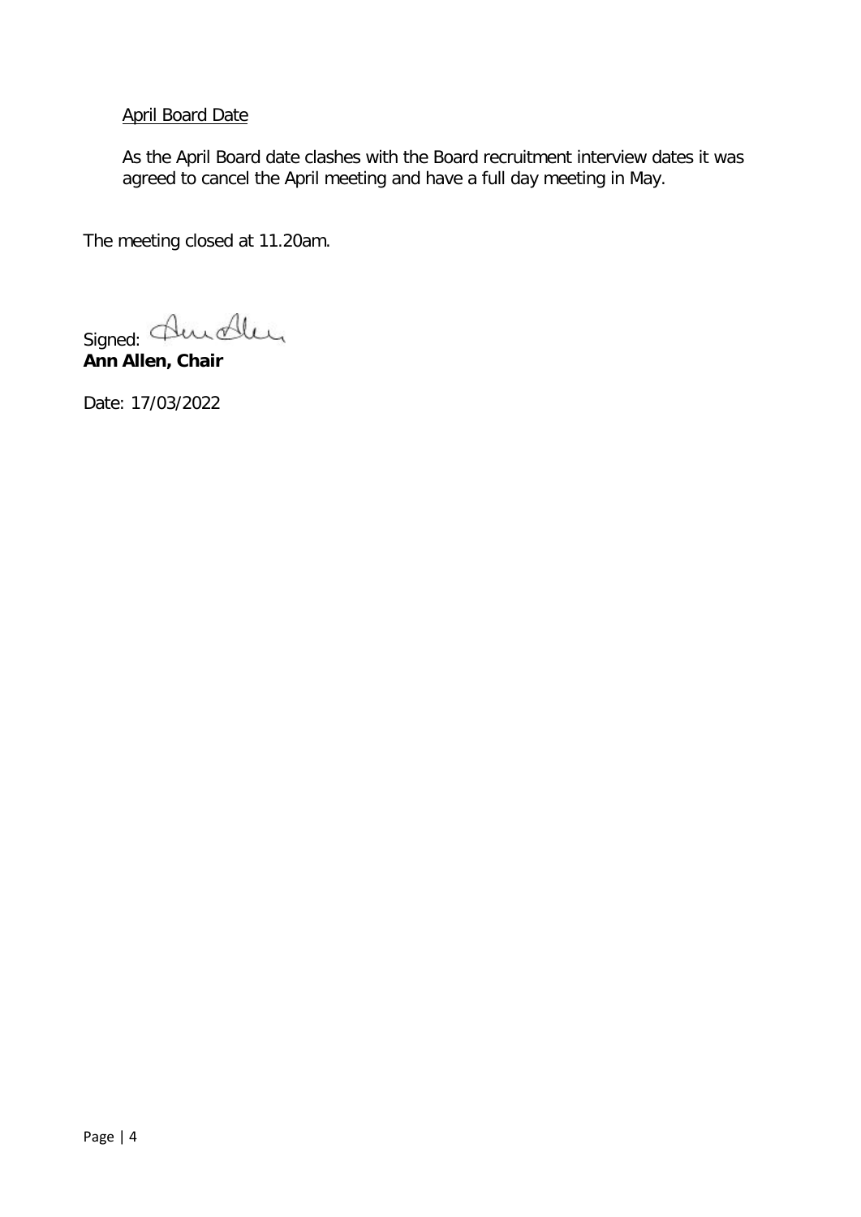<u>April Board Date</u>

As the April Board date clashes with the Board recruitment interview dates it was agreed to cancel the April meeting and have a full day meeting in May.

The meeting closed at 11.20am.

Signed:

**Ann Allen, Chair**

Date: 17/03/2022